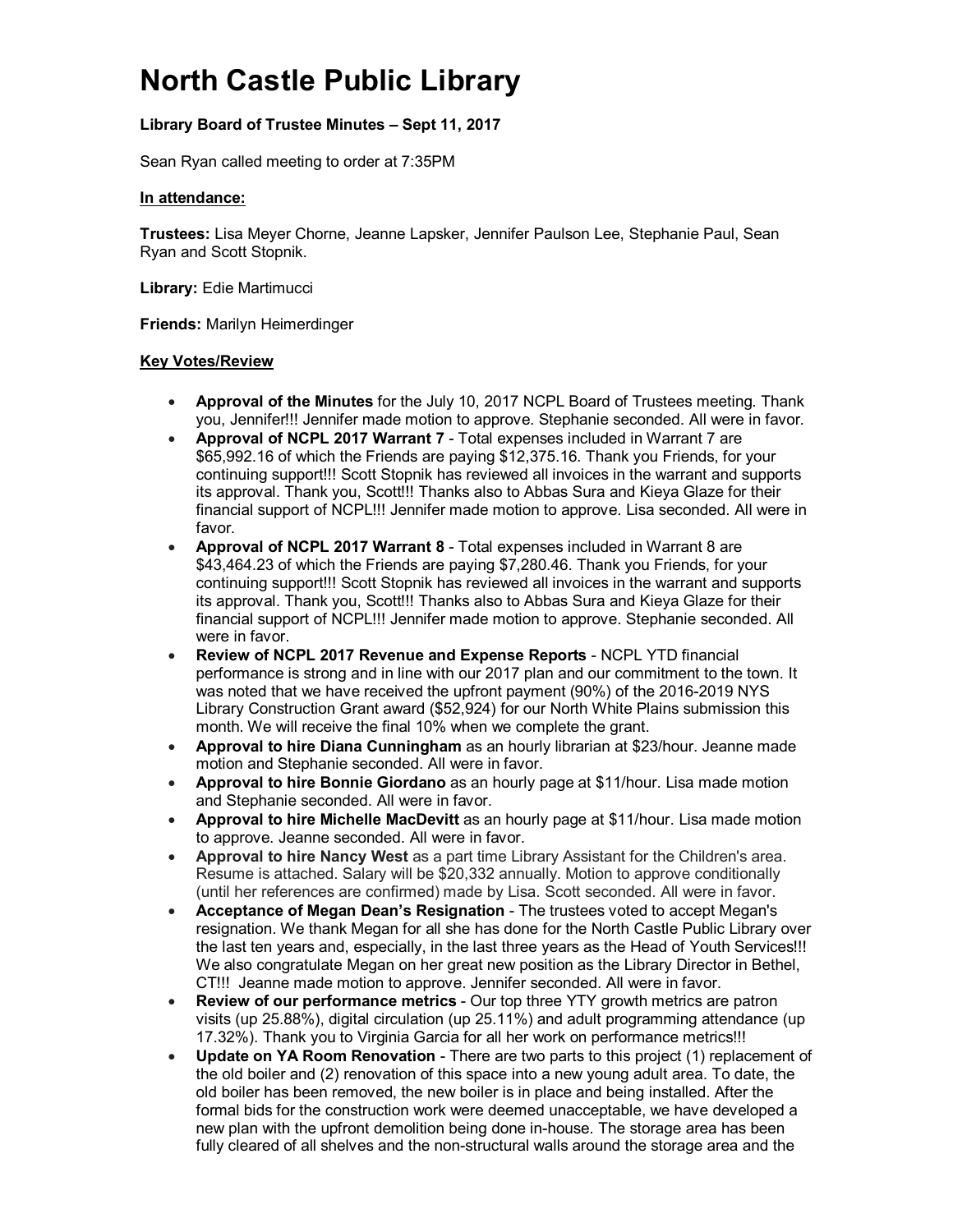# North Castle Public Library

**Library Board of Trustee Minutes – Sept 11, 2017**

Sean Ryan called meeting to order at 7:35PM

**In attendance:**

**Trustees:** Lisa Meyer Chorne, Jeanne Lapsker, Jennifer Paulson Lee, Stephanie Paul, Sean Ryan and Scott Stopnik.

**Library:** Edie Martimucci

**Friends:** Marilyn Heimerdinger

**Key Votes/Review**

- **Approval of the Minutes** for the July 10, 2017 NCPL Board of Trustees meeting. Thank you, Jennifer!!! Jennifer made motion to approve. Stephanie seconded. All were in favor.
- **Approval of NCPL 2017 Warrant 7** - Total expenses included in Warrant 7 are $65,992.16 of which the Friends are paying $12,375.16. Thank you Friends, for your continuing support!!! Scott Stopnik has reviewed all invoices in the warrant and supports its approval. Thank you, Scott!!! Thanks also to Abbas Sura and Kieya Glaze for their financial support of NCPL!!! Jennifer made motion to approve. Lisa seconded. All were in favor.
- **Approval of NCPL 2017 Warrant 8** - Total expenses included in Warrant 8 are $43,464.23 of which the Friends are paying $7,280.46. Thank you Friends, for your continuing support!!! Scott Stopnik has reviewed all invoices in the warrant and supports its approval. Thank you, Scott!!! Thanks also to Abbas Sura and Kieya Glaze for their financial support of NCPL!!! Jennifer made motion to approve. Stephanie seconded. All were in favor.
- **Review of NCPL 2017 Revenue and Expense Reports** - NCPL YTD financial performance is strong and in line with our 2017 plan and our commitment to the town. It was noted that we have received the upfront payment (90%) of the 2016-2019 NYS Library Construction Grant award ($52,924) for our North White Plains submission this month. We will receive the final 10% when we complete the grant.
- **Approval to hire Diana Cunningham** as an hourly librarian at $23/hour. Jeanne made motion and Stephanie seconded. All were in favor.
- **Approval to hire Bonnie Giordano** as an hourly page at $11/hour. Lisa made motion and Stephanie seconded. All were in favor.
- **Approval to hire Michelle MacDevitt** as an hourly page at $11/hour. Lisa made motion to approve. Jeanne seconded. All were in favor.
- **Approval to hire Nancy West** as a part time Library Assistant for the Children's area. Resume is attached. Salary will be $20,332 annually. Motion to approve conditionally (until her references are confirmed) made by Lisa. Scott seconded. All were in favor.
- **Acceptance of Megan Dean's Resignation** - The trustees voted to accept Megan's resignation. We thank Megan for all she has done for the North Castle Public Library over the last ten years and, especially, in the last three years as the Head of Youth Services!!! We also congratulate Megan on her great new position as the Library Director in Bethel, CT!!! Jeanne made motion to approve. Jennifer seconded. All were in favor.
- **Review of our performance metrics** - Our top three YTY growth metrics are patron visits (up 25.88%), digital circulation (up 25.11%) and adult programming attendance (up 17.32%). Thank you to Virginia Garcia for all her work on performance metrics!!!
- **Update on YA Room Renovation** - There are two parts to this project (1) replacement of the old boiler and (2) renovation of this space into a new young adult area. To date, the old boiler has been removed, the new boiler is in place and being installed. After the formal bids for the construction work were deemed unacceptable, we have developed a new plan with the upfront demolition being done in-house. The storage area has been fully cleared of all shelves and the non-structural walls around the storage area and the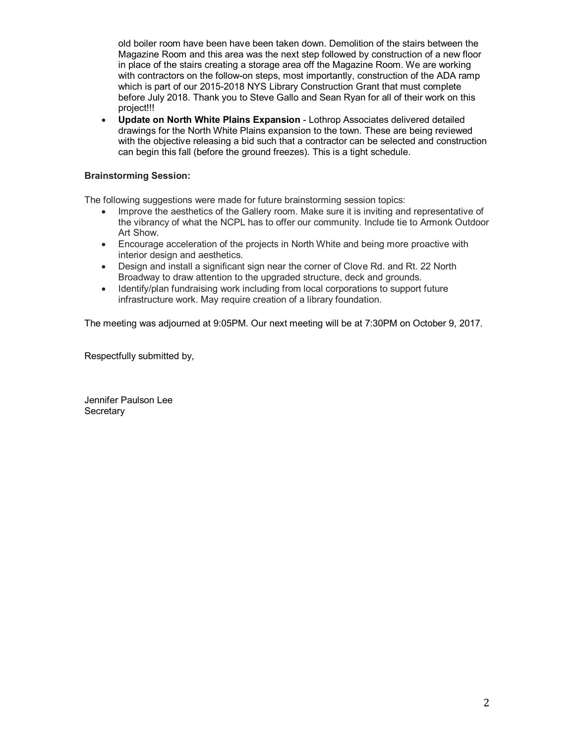old boiler room have been have been taken down. Demolition of the stairs between the Magazine Room and this area was the next step followed by construction of a new floor in place of the stairs creating a storage area off the Magazine Room. We are working with contractors on the follow-on steps, most importantly, construction of the ADA ramp which is part of our 2015-2018 NYS Library Construction Grant that must complete before July 2018. Thank you to Steve Gallo and Sean Ryan for all of their work on this project!!!

- **Update on North White Plains Expansion** - Lothrop Associates delivered detailed drawings for the North White Plains expansion to the town. These are being reviewed with the objective releasing a bid such that a contractor can be selected and construction can begin this fall (before the ground freezes). This is a tight schedule.

**Brainstorming Session:**

The following suggestions were made for future brainstorming session topics:

- Improve the aesthetics of the Gallery room. Make sure it is inviting and representative of the vibrancy of what the NCPL has to offer our community. Include tie to Armonk Outdoor Art Show.
- Encourage acceleration of the projects in North White and being more proactive with interior design and aesthetics.
- Design and install a significant sign near the corner of Clove Rd. and Rt. 22 North Broadway to draw attention to the upgraded structure, deck and grounds.
- Identify/plan fundraising work including from local corporations to support future infrastructure work. May require creation of a library foundation.

The meeting was adjourned at 9:05PM. Our next meeting will be at 7:30PM on October 9, 2017.

Respectfully submitted by,

Jennifer Paulson Lee
Secretary